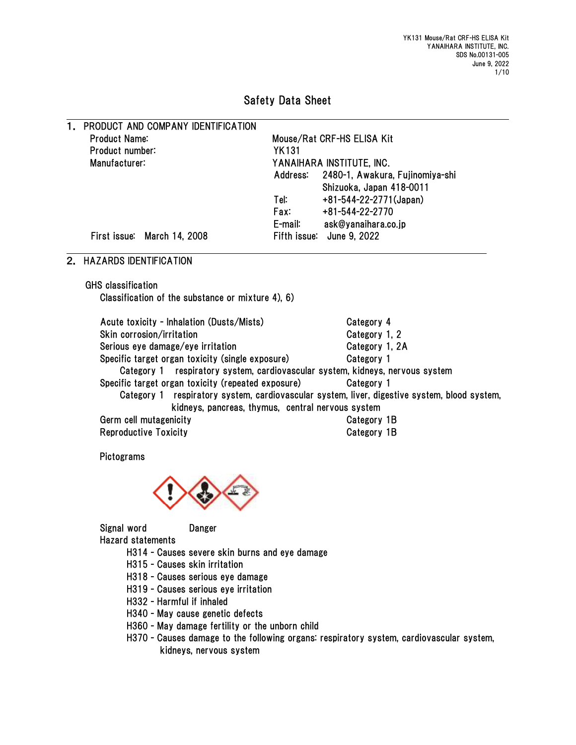# Safety Data Sheet

## 1. PRODUCT AND COMPANY IDENTIFICATION

| | |
|---|---|
| Product Name: | Mouse/Rat CRF-HS ELISA Kit |
| Product number: | YK131 |
| Manufacturer: | YANAIHARA INSTITUTE, INC. |
| | Address: 2480-1, Awakura, Fujinomiya-shi Shizuoka, Japan 418-0011 |
| | Tel: +81-544-22-2771(Japan) |
| | Fax: +81-544-22-2770 |
| | E-mail: ask@yanaihara.co.jp |
| First issue: March 14, 2008 | Fifth issue: June 9, 2022 |

## 2. HAZARDS IDENTIFICATION

GHS classification

Classification of the substance or mixture 4), 6)

| | |
|---|---|
| Acute toxicity - Inhalation (Dusts/Mists) | Category 4 |
| Skin corrosion/irritation | Category 1, 2 |
| Serious eye damage/eye irritation | Category 1, 2A |
| Specific target organ toxicity (single exposure) | Category 1 |

Category 1 respiratory system, cardiovascular system, kidneys, nervous system

| | |
|---|---|
| Specific target organ toxicity (repeated exposure) | Category 1 |

Category 1 respiratory system, cardiovascular system, liver, digestive system, blood system, kidneys, pancreas, thymus, central nervous system

| | |
|---|---|
| Germ cell mutagenicity | Category 1B |
| Reproductive Toxicity | Category 1B |

Pictograms

Signal word Danger

Hazard statements

- H314 - Causes severe skin burns and eye damage
- H315 - Causes skin irritation
- H318 - Causes serious eye damage
- H319 - Causes serious eye irritation
- H332 - Harmful if inhaled
- H340 - May cause genetic defects
- H360 - May damage fertility or the unborn child
- H370 - Causes damage to the following organs: respiratory system, cardiovascular system, kidneys, nervous system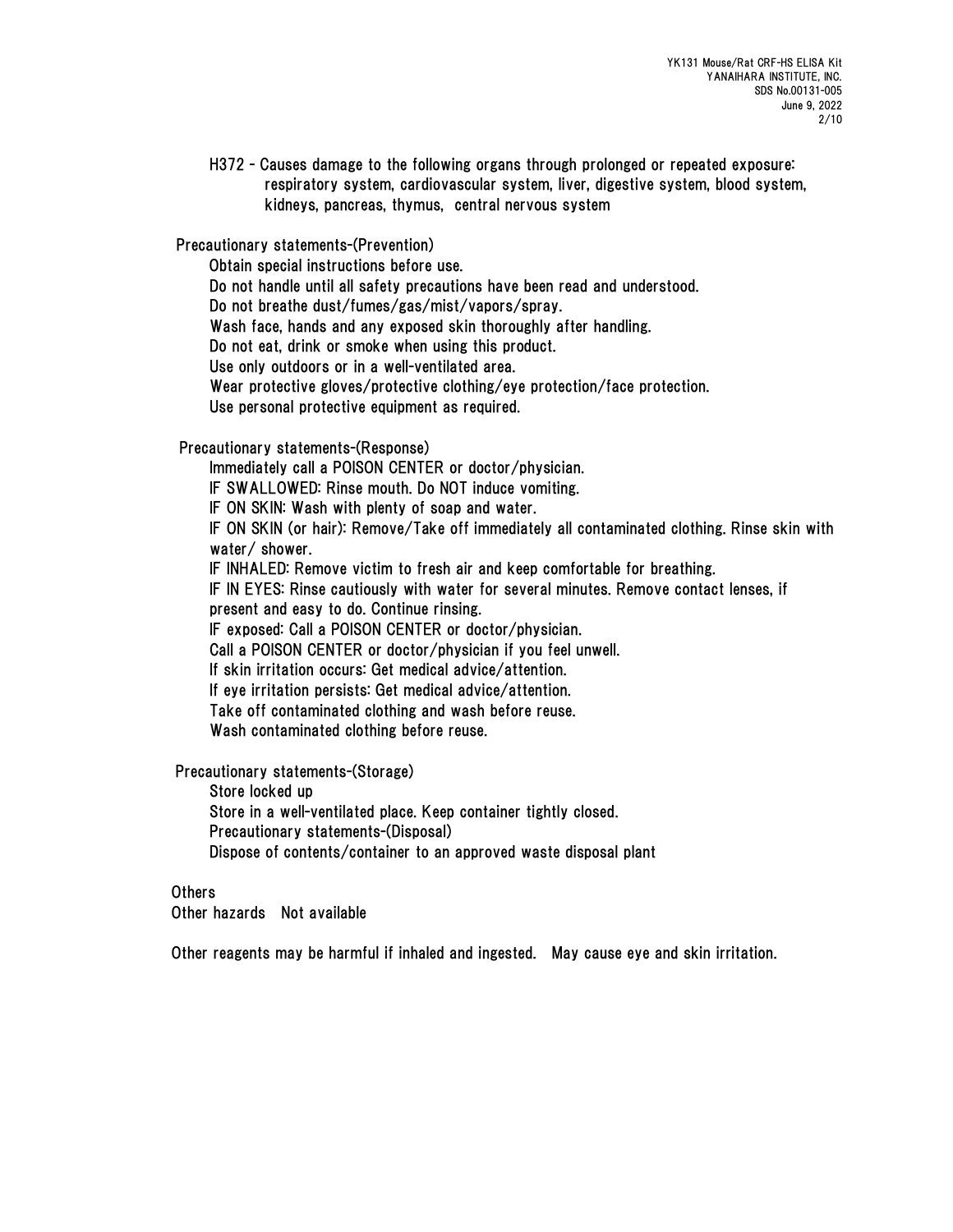H372 - Causes damage to the following organs through prolonged or repeated exposure: respiratory system, cardiovascular system, liver, digestive system, blood system, kidneys, pancreas, thymus, central nervous system

Precautionary statements-(Prevention)

Obtain special instructions before use.
Do not handle until all safety precautions have been read and understood.
Do not breathe dust/fumes/gas/mist/vapors/spray.
Wash face, hands and any exposed skin thoroughly after handling.
Do not eat, drink or smoke when using this product.
Use only outdoors or in a well-ventilated area.
Wear protective gloves/protective clothing/eye protection/face protection.
Use personal protective equipment as required.

Precautionary statements-(Response)

Immediately call a POISON CENTER or doctor/physician.
IF SWALLOWED: Rinse mouth. Do NOT induce vomiting.
IF ON SKIN: Wash with plenty of soap and water.
IF ON SKIN (or hair): Remove/Take off immediately all contaminated clothing. Rinse skin with water/ shower.
IF INHALED: Remove victim to fresh air and keep comfortable for breathing.
IF IN EYES: Rinse cautiously with water for several minutes. Remove contact lenses, if present and easy to do. Continue rinsing.
IF exposed: Call a POISON CENTER or doctor/physician.
Call a POISON CENTER or doctor/physician if you feel unwell.
If skin irritation occurs: Get medical advice/attention.
If eye irritation persists: Get medical advice/attention.
Take off contaminated clothing and wash before reuse.
Wash contaminated clothing before reuse.

Precautionary statements-(Storage)

Store locked up
Store in a well-ventilated place. Keep container tightly closed.
Precautionary statements-(Disposal)
Dispose of contents/container to an approved waste disposal plant

Others
Other hazards Not available

Other reagents may be harmful if inhaled and ingested. May cause eye and skin irritation.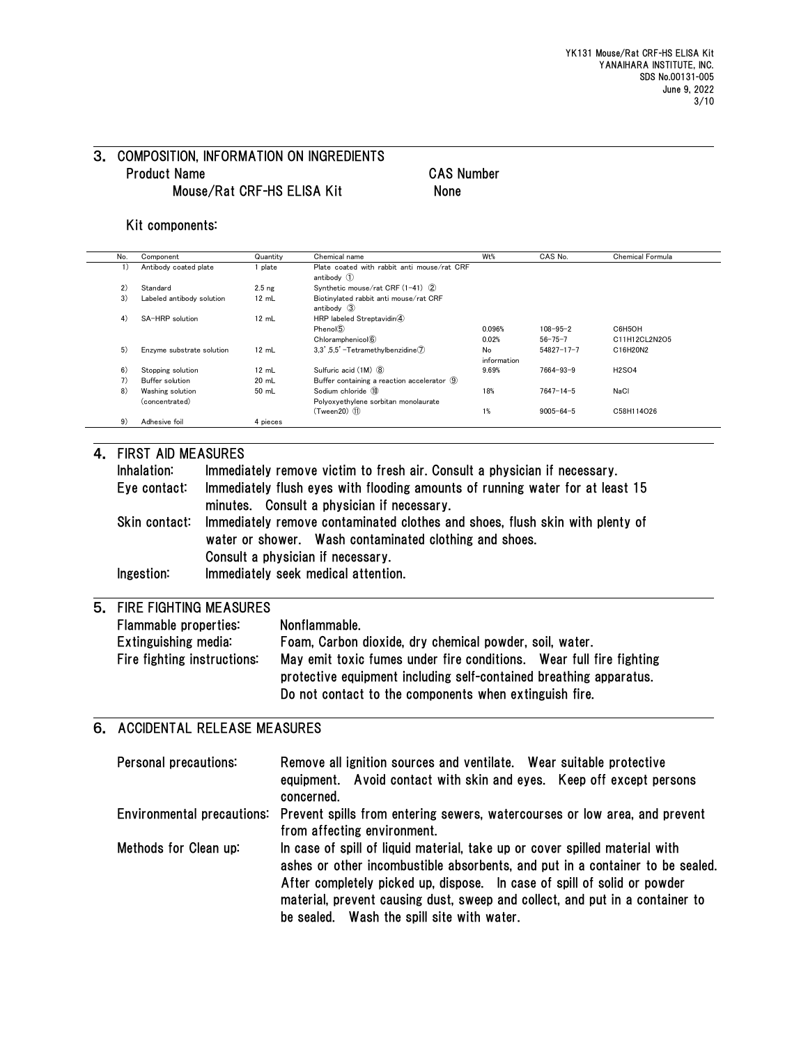## 3. COMPOSITION, INFORMATION ON INGREDIENTS

| Product Name | CAS Number |
|---|---|
| Mouse/Rat CRF-HS ELISA Kit | None |

Kit components:

| No. | Component | Quantity | Chemical name | Wt% | CAS No. | Chemical Formula |
|---|---|---|---|---|---|---|
| 1) | Antibody coated plate | 1 plate | Plate coated with rabbit anti mouse/rat CRF antibody ① | | | |
| 2) | Standard | 2.5 ng | Synthetic mouse/rat CRF (1-41) ② | | | |
| 3) | Labeled antibody solution | 12 mL | Biotinylated rabbit anti mouse/rat CRF antibody ③ | | | |
| 4) | SA-HRP solution | 12 mL | HRP labeled Streptavidin④ | | | |
| | | | Phenol⑤ | 0.096% | 108-95-2 | $C_6H_5OH$ |
| | | | Chloramphenicol⑥ | 0.02% | 56-75-7 | $C_{11}H_{12}CL_2N_2O_5$ |
| 5) | Enzyme substrate solution | 12 mL | 3,3',5,5'-Tetramethylbenzidine⑦ | No information | 54827-17-7 | $C_{16}H_{20}N_2$ |
| 6) | Stopping solution | 12 mL | Sulfuric acid (1M) ⑧ | 9.69% | 7664-93-9 | $H_2SO_4$ |
| 7) | Buffer solution | 20 mL | Buffer containing a reaction accelerator ⑨ | | | |
| 8) | Washing solution (concentrated) | 50 mL | Sodium chloride ⑩ | 18% | 7647-14-5 | NaCl |
| | | | Polyoxyethylene sorbitan monolaurate (Tween20) ⑪ | 1% | 9005-64-5 | $C_{58}H_{114}O_{26}$ |
| 9) | Adhesive foil | 4 pieces | | | | |

## 4. FIRST AID MEASURES

**Inhalation:** Immediately remove victim to fresh air. Consult a physician if necessary.

**Eye contact:** Immediately flush eyes with flooding amounts of running water for at least 15 minutes. Consult a physician if necessary.

**Skin contact:** Immediately remove contaminated clothes and shoes, flush skin with plenty of water or shower. Wash contaminated clothing and shoes. Consult a physician if necessary.

**Ingestion:** Immediately seek medical attention.

## 5. FIRE FIGHTING MEASURES

**Flammable properties:** Nonflammable.

**Extinguishing media:** Foam, Carbon dioxide, dry chemical powder, soil, water.

**Fire fighting instructions:** May emit toxic fumes under fire conditions. Wear full fire fighting protective equipment including self-contained breathing apparatus. Do not contact to the components when extinguish fire.

## 6. ACCIDENTAL RELEASE MEASURES

**Personal precautions:** Remove all ignition sources and ventilate. Wear suitable protective equipment. Avoid contact with skin and eyes. Keep off except persons concerned.

**Environmental precautions:** Prevent spills from entering sewers, watercourses or low area, and prevent from affecting environment.

**Methods for Clean up:** In case of spill of liquid material, take up or cover spilled material with ashes or other incombustible absorbents, and put in a container to be sealed. After completely picked up, dispose. In case of spill of solid or powder material, prevent causing dust, sweep and collect, and put in a container to be sealed. Wash the spill site with water.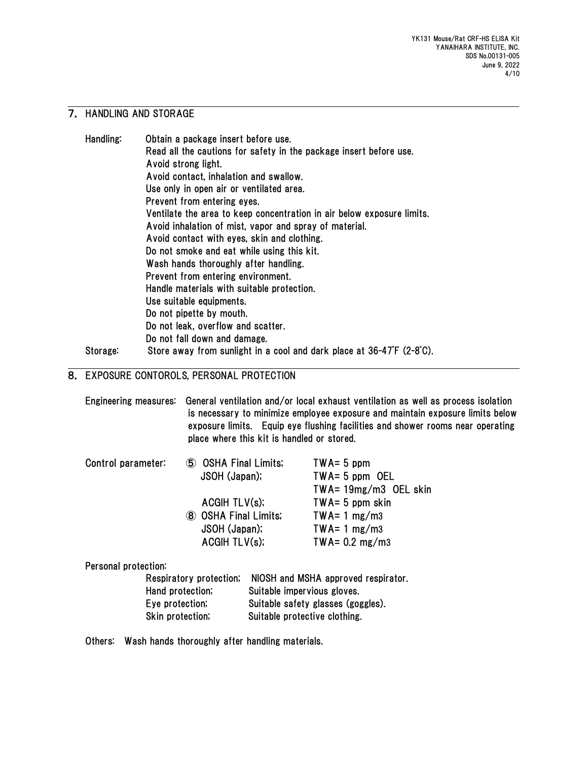## 7. HANDLING AND STORAGE

**Handling:**
Obtain a package insert before use.
Read all the cautions for safety in the package insert before use.
Avoid strong light.
Avoid contact, inhalation and swallow.
Use only in open air or ventilated area.
Prevent from entering eyes.
Ventilate the area to keep concentration in air below exposure limits.
Avoid inhalation of mist, vapor and spray of material.
Avoid contact with eyes, skin and clothing.
Do not smoke and eat while using this kit.
Wash hands thoroughly after handling.
Prevent from entering environment.
Handle materials with suitable protection.
Use suitable equipments.
Do not pipette by mouth.
Do not leak, overflow and scatter.
Do not fall down and damage.

**Storage:** Store away from sunlight in a cool and dark place at 36-47°F (2-8°C).

## 8. EXPOSURE CONTOROLS, PERSONAL PROTECTION

**Engineering measures:** General ventilation and/or local exhaust ventilation as well as process isolation is necessary to minimize employee exposure and maintain exposure limits below exposure limits. Equip eye flushing facilities and shower rooms near operating place where this kit is handled or stored.

**Control parameter:**

| | | |
|---|---|---|
| ⑤ | OSHA Final Limits; | TWA= 5 ppm |
| | JSOH (Japan); | TWA= 5 ppm OEL |
| | | TWA= 19mg/m3 OEL skin |
| | ACGIH TLV(s); | TWA= 5 ppm skin |
| ⑧ | OSHA Final Limits; | TWA= 1 mg/m3 |
| | JSOH (Japan); | TWA= 1 mg/m3 |
| | ACGIH TLV(s); | TWA= 0.2 mg/m3 |

**Personal protection:**

- Respiratory protection; NIOSH and MSHA approved respirator.
- Hand protection; Suitable impervious gloves.
- Eye protection; Suitable safety glasses (goggles).
- Skin protection; Suitable protective clothing.

**Others:** Wash hands thoroughly after handling materials.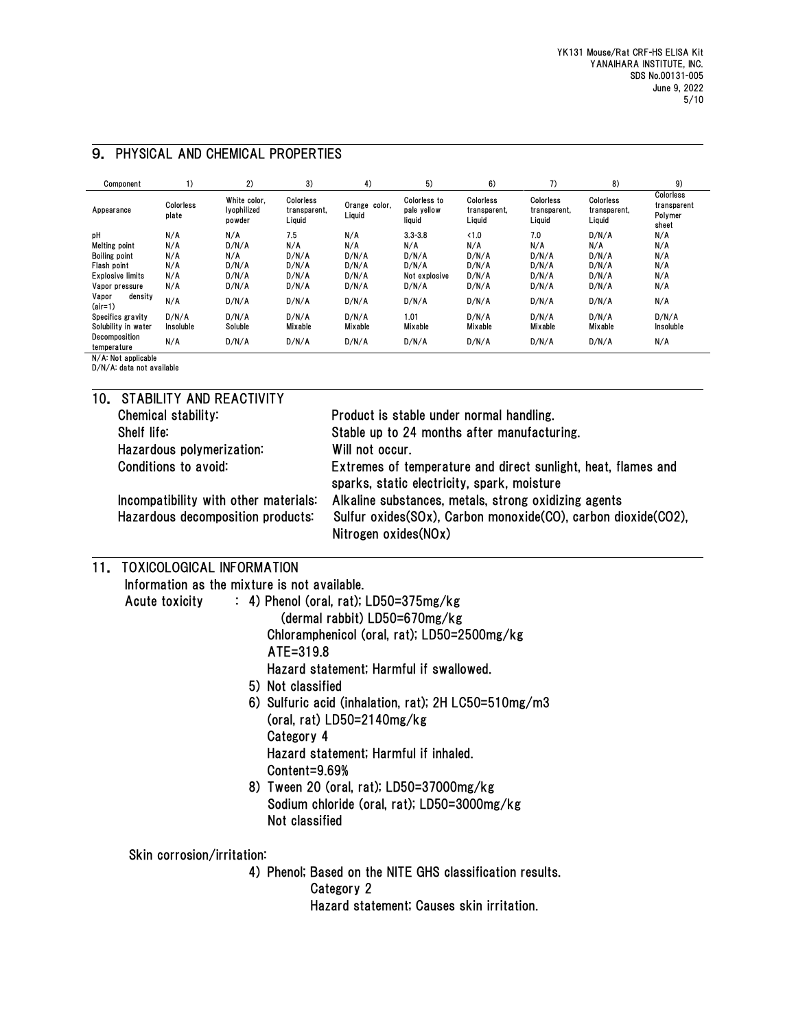## 9. PHYSICAL AND CHEMICAL PROPERTIES

| Component | 1) | 2) | 3) | 4) | 5) | 6) | 7) | 8) | 9) |
|---|---|---|---|---|---|---|---|---|---|
| Appearance | Colorless plate | White color, lyophilized powder | Colorless transparent, Liquid | Orange color, Liquid | Colorless to pale yellow liquid | Colorless transparent, Liquid | Colorless transparent, Liquid | Colorless transparent, Liquid | Colorless transparent Polymer sheet |
| pH | N/A | N/A | 7.5 | N/A | 3.3-3.8 | <1.0 | 7.0 | D/N/A | N/A |
| Melting point | N/A | D/N/A | N/A | N/A | N/A | N/A | N/A | N/A | N/A |
| Boiling point | N/A | N/A | D/N/A | D/N/A | D/N/A | D/N/A | D/N/A | D/N/A | N/A |
| Flash point | N/A | D/N/A | D/N/A | D/N/A | D/N/A | D/N/A | D/N/A | D/N/A | N/A |
| Explosive limits | N/A | D/N/A | D/N/A | D/N/A | Not explosive | D/N/A | D/N/A | D/N/A | N/A |
| Vapor pressure | N/A | D/N/A | D/N/A | D/N/A | D/N/A | D/N/A | D/N/A | D/N/A | N/A |
| Vapor density (air=1) | N/A | D/N/A | D/N/A | D/N/A | D/N/A | D/N/A | D/N/A | D/N/A | N/A |
| Specifics gravity | D/N/A | D/N/A | D/N/A | D/N/A | 1.01 | D/N/A | D/N/A | D/N/A | D/N/A |
| Solubility in water | Insoluble | Soluble | Mixable | Mixable | Mixable | Mixable | Mixable | Mixable | Insoluble |
| Decomposition temperature | N/A | D/N/A | D/N/A | D/N/A | D/N/A | D/N/A | D/N/A | D/N/A | N/A |

N/A: Not applicable
D/N/A: data not available

## 10. STABILITY AND REACTIVITY

Chemical stability: Product is stable under normal handling.
Shelf life: Stable up to 24 months after manufacturing.
Hazardous polymerization: Will not occur.
Conditions to avoid: Extremes of temperature and direct sunlight, heat, flames and sparks, static electricity, spark, moisture
Incompatibility with other materials: Alkaline substances, metals, strong oxidizing agents
Hazardous decomposition products: Sulfur oxides(SOx), Carbon monoxide(CO), carbon dioxide($CO_2$), Nitrogen oxides(NOx)

## 11. TOXICOLOGICAL INFORMATION

Information as the mixture is not available.

Acute toxicity : 4) Phenol (oral, rat); LD50=375mg/kg
(dermal rabbit) LD50=670mg/kg
Chloramphenicol (oral, rat); LD50=2500mg/kg
ATE=319.8
Hazard statement; Harmful if swallowed.

5) Not classified

6) Sulfuric acid (inhalation, rat); 2H LC50=510mg/m3
(oral, rat) LD50=2140mg/kg
Category 4
Hazard statement; Harmful if inhaled.
Content=9.69%

8) Tween 20 (oral, rat); LD50=37000mg/kg
Sodium chloride (oral, rat); LD50=3000mg/kg
Not classified

Skin corrosion/irritation:

4) Phenol; Based on the NITE GHS classification results.
Category 2
Hazard statement; Causes skin irritation.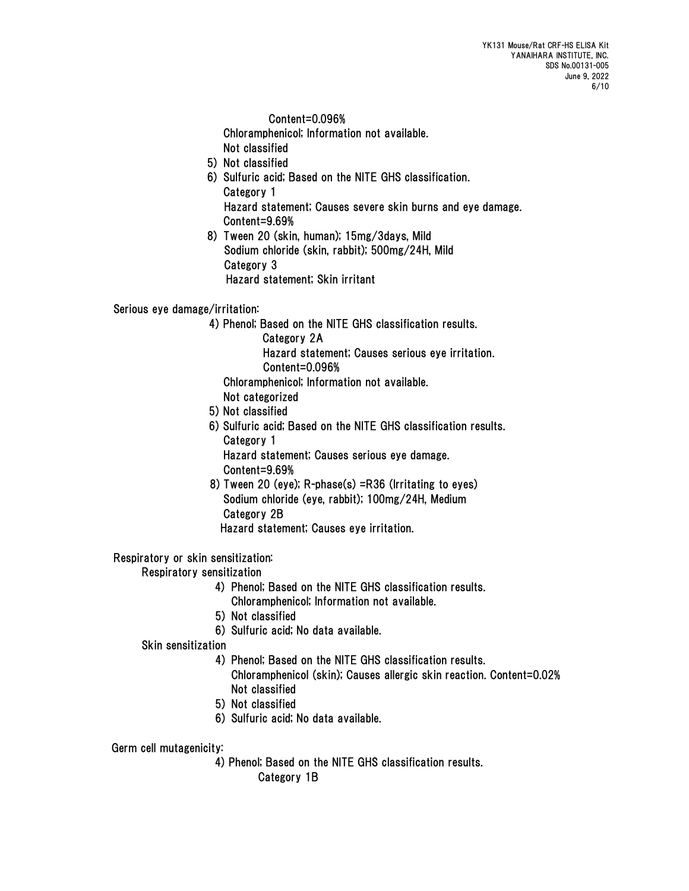Content=0.096%

Chloramphenicol; Information not available.

Not classified

5) Not classified

6) Sulfuric acid; Based on the NITE GHS classification.

Category 1

Hazard statement; Causes severe skin burns and eye damage.

Content=9.69%

8) Tween 20 (skin, human); 15mg/3days, Mild

Sodium chloride (skin, rabbit); 500mg/24H, Mild

Category 3

Hazard statement; Skin irritant

Serious eye damage/irritation:

4) Phenol; Based on the NITE GHS classification results.

Category 2A

Hazard statement; Causes serious eye irritation.

Content=0.096%

Chloramphenicol; Information not available.

Not categorized

5) Not classified

6) Sulfuric acid; Based on the NITE GHS classification results.

Category 1

Hazard statement; Causes serious eye damage.

Content=9.69%

8) Tween 20 (eye); R-phase(s) =R36 (Irritating to eyes)

Sodium chloride (eye, rabbit); 100mg/24H, Medium

Category 2B

Hazard statement; Causes eye irritation.

Respiratory or skin sensitization:

Respiratory sensitization

4) Phenol; Based on the NITE GHS classification results.

Chloramphenicol; Information not available.

5) Not classified

6) Sulfuric acid; No data available.

Skin sensitization

4) Phenol; Based on the NITE GHS classification results.

Chloramphenicol (skin); Causes allergic skin reaction. Content=0.02%

Not classified

5) Not classified

6) Sulfuric acid; No data available.

Germ cell mutagenicity:

4) Phenol; Based on the NITE GHS classification results.

Category 1B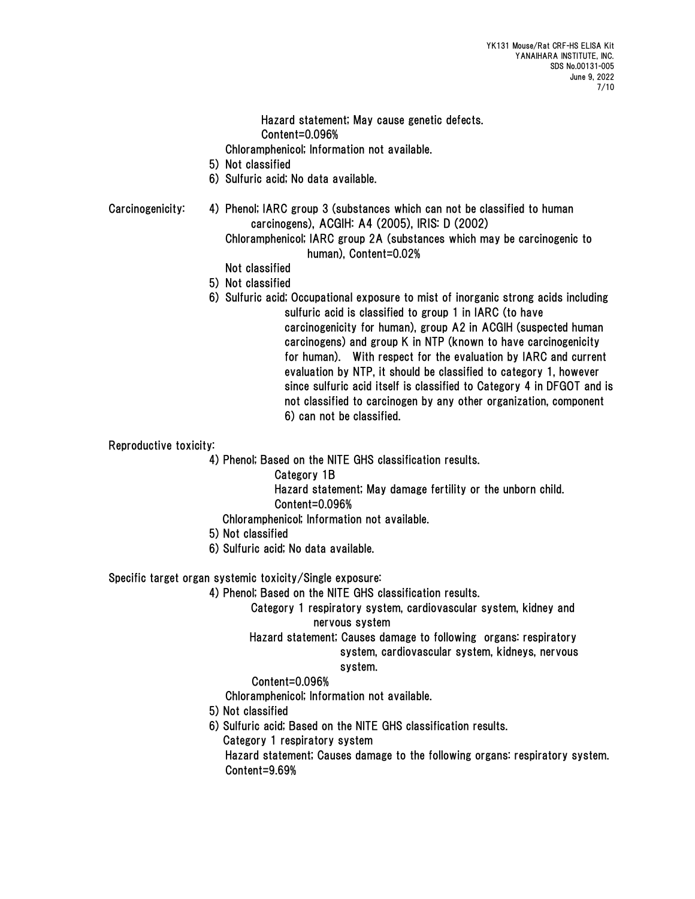Hazard statement; May cause genetic defects.
Content=0.096%

Chloramphenicol; Information not available.

5) Not classified

6) Sulfuric acid; No data available.

Carcinogenicity:

4) Phenol; IARC group 3 (substances which can not be classified to human carcinogens), ACGIH: A4 (2005), IRIS: D (2002)

Chloramphenicol; IARC group 2A (substances which may be carcinogenic to human), Content=0.02%

Not classified

5) Not classified

6) Sulfuric acid; Occupational exposure to mist of inorganic strong acids including sulfuric acid is classified to group 1 in IARC (to have carcinogenicity for human), group A2 in ACGIH (suspected human carcinogens) and group K in NTP (known to have carcinogenicity for human). With respect for the evaluation by IARC and current evaluation by NTP, it should be classified to category 1, however since sulfuric acid itself is classified to Category 4 in DFGOT and is not classified to carcinogen by any other organization, component 6) can not be classified.

Reproductive toxicity:

4) Phenol; Based on the NITE GHS classification results.
Category 1B
Hazard statement; May damage fertility or the unborn child.
Content=0.096%

Chloramphenicol; Information not available.

5) Not classified

6) Sulfuric acid; No data available.

Specific target organ systemic toxicity/Single exposure:

4) Phenol; Based on the NITE GHS classification results.
Category 1 respiratory system, cardiovascular system, kidney and nervous system
Hazard statement; Causes damage to following organs: respiratory system, cardiovascular system, kidneys, nervous system.
Content=0.096%

Chloramphenicol; Information not available.

5) Not classified

6) Sulfuric acid; Based on the NITE GHS classification results.
Category 1 respiratory system
Hazard statement; Causes damage to the following organs: respiratory system.
Content=9.69%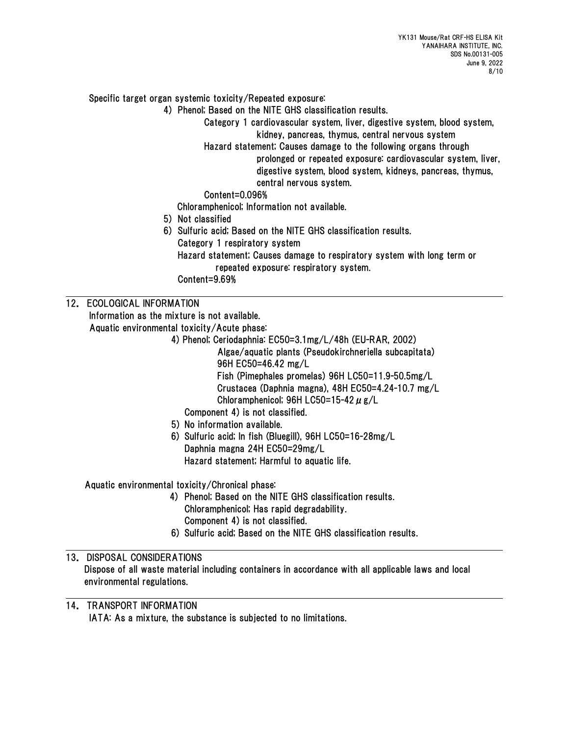Specific target organ systemic toxicity/Repeated exposure:

4) Phenol; Based on the NITE GHS classification results.

Category 1 cardiovascular system, liver, digestive system, blood system, kidney, pancreas, thymus, central nervous system

Hazard statement; Causes damage to the following organs through prolonged or repeated exposure: cardiovascular system, liver, digestive system, blood system, kidneys, pancreas, thymus, central nervous system.

Content=0.096%

Chloramphenicol; Information not available.

5) Not classified

6) Sulfuric acid; Based on the NITE GHS classification results.

Category 1 respiratory system

Hazard statement; Causes damage to respiratory system with long term or repeated exposure: respiratory system.

Content=9.69%

## 12. ECOLOGICAL INFORMATION

Information as the mixture is not available.

Aquatic environmental toxicity/Acute phase:

4) Phenol; Ceriodaphnia: EC50=3.1mg/L/48h (EU-RAR, 2002)

Algae/aquatic plants (Pseudokirchneriella subcapitata) 96H EC50=46.42 mg/L

Fish (Pimephales promelas) 96H LC50=11.9-50.5mg/L

Crustacea (Daphnia magna), 48H EC50=4.24-10.7 mg/L

Chloramphenicol; 96H LC50=15-42 $\mu$g/L

Component 4) is not classified.

5) No information available.

6) Sulfuric acid; In fish (Bluegill), 96H LC50=16-28mg/L

Daphnia magna 24H EC50=29mg/L

Hazard statement; Harmful to aquatic life.

Aquatic environmental toxicity/Chronical phase:

4) Phenol; Based on the NITE GHS classification results.

Chloramphenicol; Has rapid degradability.

Component 4) is not classified.

6) Sulfuric acid; Based on the NITE GHS classification results.

## 13. DISPOSAL CONSIDERATIONS

Dispose of all waste material including containers in accordance with all applicable laws and local environmental regulations.

## 14. TRANSPORT INFORMATION

IATA: As a mixture, the substance is subjected to no limitations.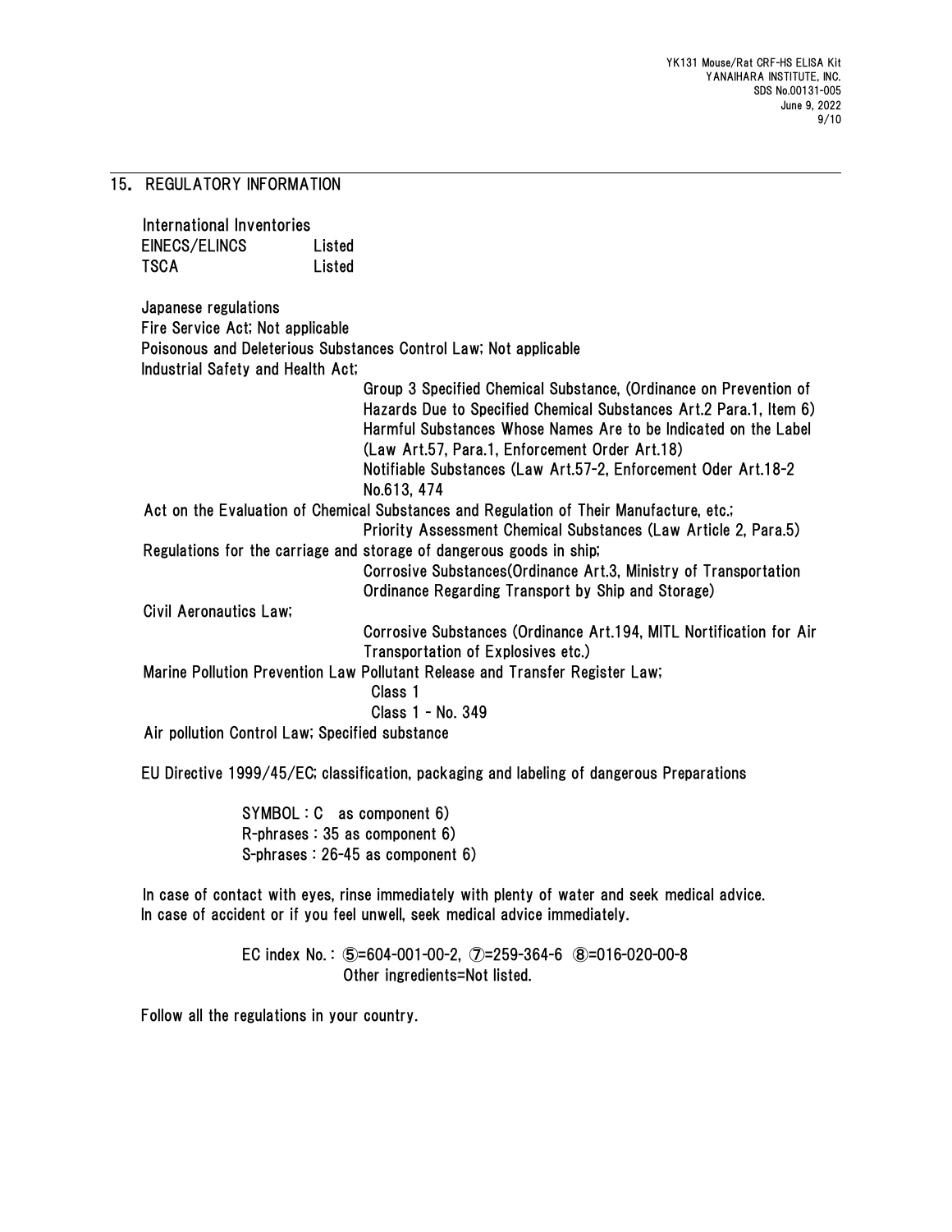## 15. REGULATORY INFORMATION

International Inventories

| | |
|---|---|
| EINECS/ELINCS | Listed |
| TSCA | Listed |

Japanese regulations

Fire Service Act; Not applicable

Poisonous and Deleterious Substances Control Law; Not applicable

Industrial Safety and Health Act;

Group 3 Specified Chemical Substance, (Ordinance on Prevention of Hazards Due to Specified Chemical Substances Art.2 Para.1, Item 6)
Harmful Substances Whose Names Are to be Indicated on the Label (Law Art.57, Para.1, Enforcement Order Art.18)
Notifiable Substances (Law Art.57-2, Enforcement Oder Art.18-2 No.613, 474

Act on the Evaluation of Chemical Substances and Regulation of Their Manufacture, etc.;

Priority Assessment Chemical Substances (Law Article 2, Para.5)

Regulations for the carriage and storage of dangerous goods in ship;

Corrosive Substances(Ordinance Art.3, Ministry of Transportation Ordinance Regarding Transport by Ship and Storage)

Civil Aeronautics Law;

Corrosive Substances (Ordinance Art.194, MITL Nortification for Air Transportation of Explosives etc.)

Marine Pollution Prevention Law Pollutant Release and Transfer Register Law;

Class 1
Class 1 - No. 349

Air pollution Control Law; Specified substance

EU Directive 1999/45/EC; classification, packaging and labeling of dangerous Preparations

SYMBOL : C as component 6)
R-phrases : 35 as component 6)
S-phrases : 26-45 as component 6)

In case of contact with eyes, rinse immediately with plenty of water and seek medical advice.
In case of accident or if you feel unwell, seek medical advice immediately.

EC index No. : ⑤=604-001-00-2, ⑦=259-364-6 ⑧=016-020-00-8
Other ingredients=Not listed.

Follow all the regulations in your country.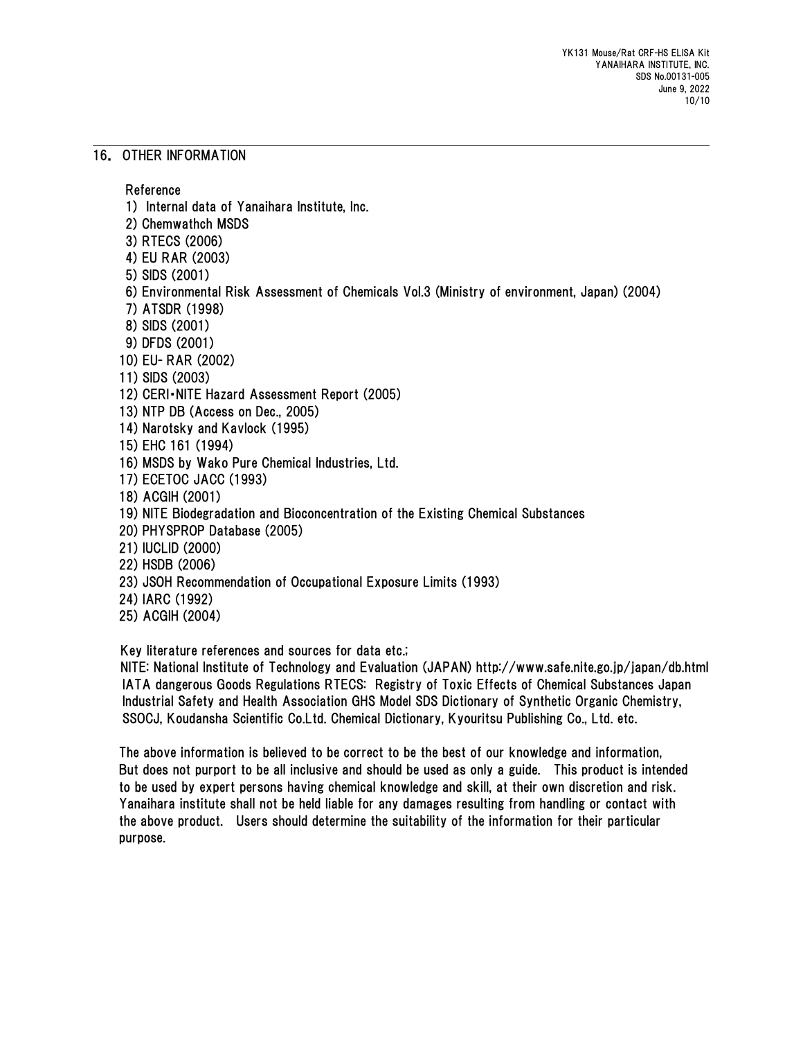## 16. OTHER INFORMATION

Reference

1) Internal data of Yanaihara Institute, Inc.
2) Chemwathch MSDS
3) RTECS (2006)
4) EU RAR (2003)
5) SIDS (2001)
6) Environmental Risk Assessment of Chemicals Vol.3 (Ministry of environment, Japan) (2004)
7) ATSDR (1998)
8) SIDS (2001)
9) DFDS (2001)
10) EU- RAR (2002)
11) SIDS (2003)
12) CERI・NITE Hazard Assessment Report (2005)
13) NTP DB (Access on Dec., 2005)
14) Narotsky and Kavlock (1995)
15) EHC 161 (1994)
16) MSDS by Wako Pure Chemical Industries, Ltd.
17) ECETOC JACC (1993)
18) ACGIH (2001)
19) NITE Biodegradation and Bioconcentration of the Existing Chemical Substances
20) PHYSPROP Database (2005)
21) IUCLID (2000)
22) HSDB (2006)
23) JSOH Recommendation of Occupational Exposure Limits (1993)
24) IARC (1992)
25) ACGIH (2004)

Key literature references and sources for data etc.;
NITE: National Institute of Technology and Evaluation (JAPAN) http://www.safe.nite.go.jp/japan/db.html IATA dangerous Goods Regulations RTECS: Registry of Toxic Effects of Chemical Substances Japan Industrial Safety and Health Association GHS Model SDS Dictionary of Synthetic Organic Chemistry, SSOCJ, Koudansha Scientific Co.Ltd. Chemical Dictionary, Kyouritsu Publishing Co., Ltd. etc.

The above information is believed to be correct to be the best of our knowledge and information, But does not purport to be all inclusive and should be used as only a guide. This product is intended to be used by expert persons having chemical knowledge and skill, at their own discretion and risk. Yanaihara institute shall not be held liable for any damages resulting from handling or contact with the above product. Users should determine the suitability of the information for their particular purpose.